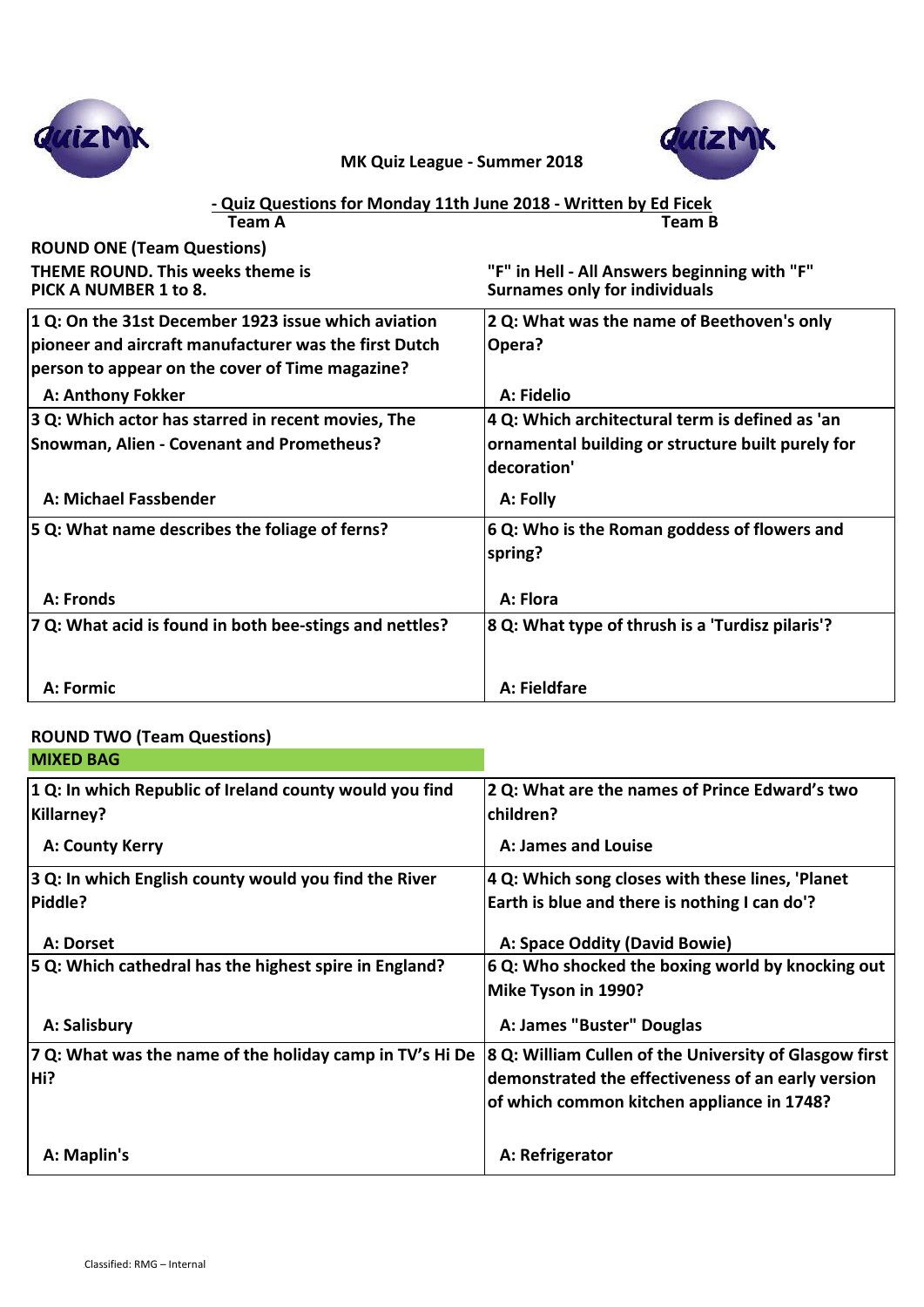MK Quiz League - Summer 2018

**- Quiz Questions for Monday 11th June 2018 - Written by Ed Ficek**

## ROUND ONE (Team Questions)

| Team A | Team B |
| --- | --- |
| **THEME ROUND. This weeks theme is PICK A NUMBER 1 to 8.** | **"F" in Hell - All Answers beginning with "F" Surnames only for individuals** |
| **1 Q: On the 31st December 1923 issue which aviation pioneer and aircraft manufacturer was the first Dutch person to appear on the cover of Time magazine?** A: Anthony Fokker | **2 Q: What was the name of Beethoven's only Opera?** A: Fidelio |
| **3 Q: Which actor has starred in recent movies, The Snowman, Alien - Covenant and Prometheus?** A: Michael Fassbender | **4 Q: Which architectural term is defined as 'an ornamental building or structure built purely for decoration'** A: Folly |
| **5 Q: What name describes the foliage of ferns?** A: Fronds | **6 Q: Who is the Roman goddess of flowers and spring?** A: Flora |
| **7 Q: What acid is found in both bee-stings and nettles?** A: Formic | **8 Q: What type of thrush is a 'Turdisz pilaris'?** A: Fieldfare |

## ROUND TWO (Team Questions)

**MIXED BAG**

| Team A | Team B |
| --- | --- |
| **1 Q: In which Republic of Ireland county would you find Killarney?** A: County Kerry | **2 Q: What are the names of Prince Edward's two children?** A: James and Louise |
| **3 Q: In which English county would you find the River Piddle?** A: Dorset | **4 Q: Which song closes with these lines, 'Planet Earth is blue and there is nothing I can do'?** A: Space Oddity (David Bowie) |
| **5 Q: Which cathedral has the highest spire in England?** A: Salisbury | **6 Q: Who shocked the boxing world by knocking out Mike Tyson in 1990?** A: James "Buster" Douglas |
| **7 Q: What was the name of the holiday camp in TV's Hi De Hi?** A: Maplin's | **8 Q: William Cullen of the University of Glasgow first demonstrated the effectiveness of an early version of which common kitchen appliance in 1748?** A: Refrigerator |

Classified: RMG – Internal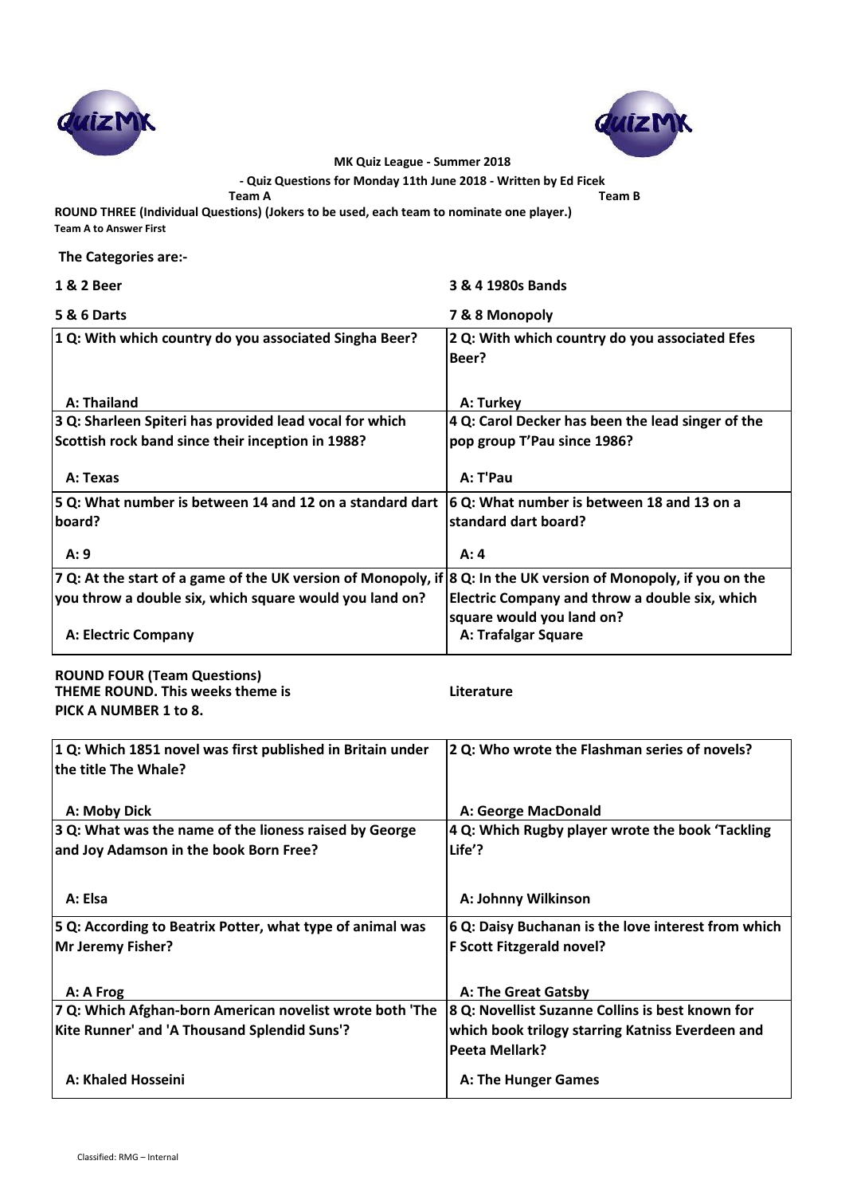**MK Quiz League - Summer 2018**

**- Quiz Questions for Monday 11th June 2018 - Written by Ed Ficek**

**Team A** **Team B**

**ROUND THREE (Individual Questions) (Jokers to be used, each team to nominate one player.)**

**Team A to Answer First**

**The Categories are:-**

| | |
|---|---|
| **1 & 2 Beer** | **3 & 4 1980s Bands** |
| **5 & 6 Darts** | **7 & 8 Monopoly** |

| | |
|---|---|
| **1 Q: With which country do you associated Singha Beer?**<br><br>**A: Thailand** | **2 Q: With which country do you associated Efes Beer?**<br><br>**A: Turkey** |
| **3 Q: Sharleen Spiteri has provided lead vocal for which Scottish rock band since their inception in 1988?**<br><br>**A: Texas** | **4 Q: Carol Decker has been the lead singer of the pop group T'Pau since 1986?**<br><br>**A: T'Pau** |
| **5 Q: What number is between 14 and 12 on a standard dart board?**<br><br>**A: 9** | **6 Q: What number is between 18 and 13 on a standard dart board?**<br><br>**A: 4** |
| **7 Q: At the start of a game of the UK version of Monopoly, if you throw a double six, which square would you land on?**<br><br>**A: Electric Company** | **8 Q: In the UK version of Monopoly, if you on the Electric Company and throw a double six, which square would you land on?**<br><br>**A: Trafalgar Square** |

**ROUND FOUR (Team Questions)**

**THEME ROUND. This weeks theme is** **Literature**

**PICK A NUMBER 1 to 8.**

| | |
|---|---|
| **1 Q: Which 1851 novel was first published in Britain under the title The Whale?**<br><br>**A: Moby Dick** | **2 Q: Who wrote the Flashman series of novels?**<br><br>**A: George MacDonald** |
| **3 Q: What was the name of the lioness raised by George and Joy Adamson in the book Born Free?**<br><br>**A: Elsa** | **4 Q: Which Rugby player wrote the book 'Tackling Life'?**<br><br>**A: Johnny Wilkinson** |
| **5 Q: According to Beatrix Potter, what type of animal was Mr Jeremy Fisher?**<br><br>**A: A Frog** | **6 Q: Daisy Buchanan is the love interest from which F Scott Fitzgerald novel?**<br><br>**A: The Great Gatsby** |
| **7 Q: Which Afghan-born American novelist wrote both 'The Kite Runner' and 'A Thousand Splendid Suns'?**<br><br>**A: Khaled Hosseini** | **8 Q: Novellist Suzanne Collins is best known for which book trilogy starring Katniss Everdeen and Peeta Mellark?**<br><br>**A: The Hunger Games** |

Classified: RMG – Internal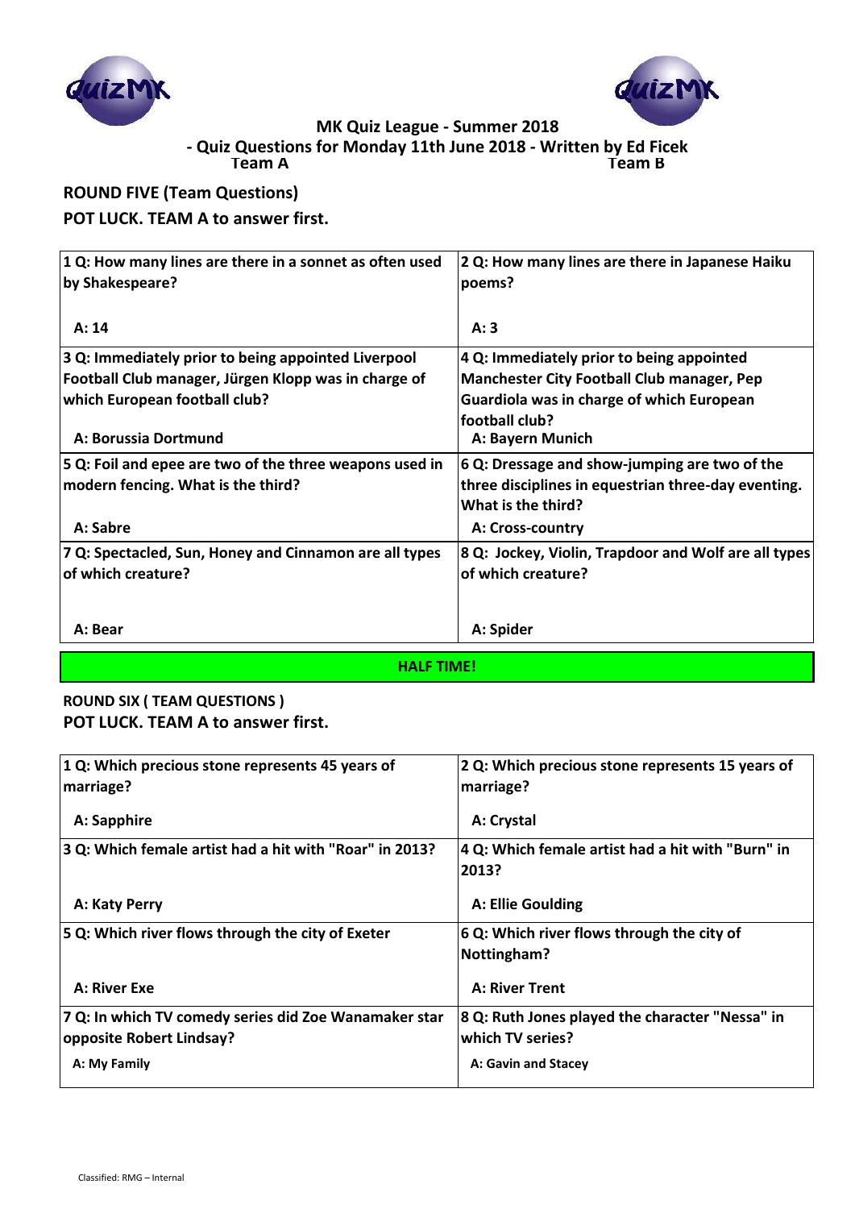**MK Quiz League - Summer 2018**
**- Quiz Questions for Monday 11th June 2018 - Written by Ed Ficek**

| Team A | Team B |
|---|---|

## ROUND FIVE (Team Questions)

**POT LUCK. TEAM A to answer first.**

| Team A | Team B |
|---|---|
| **1 Q: How many lines are there in a sonnet as often used by Shakespeare?**<br>**A: 14** | **2 Q: How many lines are there in Japanese Haiku poems?**<br>**A: 3** |
| **3 Q: Immediately prior to being appointed Liverpool Football Club manager, Jürgen Klopp was in charge of which European football club?**<br>**A: Borussia Dortmund** | **4 Q: Immediately prior to being appointed Manchester City Football Club manager, Pep Guardiola was in charge of which European football club?**<br>**A: Bayern Munich** |
| **5 Q: Foil and epee are two of the three weapons used in modern fencing. What is the third?**<br>**A: Sabre** | **6 Q: Dressage and show-jumping are two of the three disciplines in equestrian three-day eventing. What is the third?**<br>**A: Cross-country** |
| **7 Q: Spectacled, Sun, Honey and Cinnamon are all types of which creature?**<br>**A: Bear** | **8 Q: Jockey, Violin, Trapdoor and Wolf are all types of which creature?**<br>**A: Spider** |

**HALF TIME!**

## ROUND SIX ( TEAM QUESTIONS )

**POT LUCK. TEAM A to answer first.**

| Team A | Team B |
|---|---|
| **1 Q: Which precious stone represents 45 years of marriage?**<br>**A: Sapphire** | **2 Q: Which precious stone represents 15 years of marriage?**<br>**A: Crystal** |
| **3 Q: Which female artist had a hit with "Roar" in 2013?**<br>**A: Katy Perry** | **4 Q: Which female artist had a hit with "Burn" in 2013?**<br>**A: Ellie Goulding** |
| **5 Q: Which river flows through the city of Exeter**<br>**A: River Exe** | **6 Q: Which river flows through the city of Nottingham?**<br>**A: River Trent** |
| **7 Q: In which TV comedy series did Zoe Wanamaker star opposite Robert Lindsay?**<br>**A: My Family** | **8 Q: Ruth Jones played the character "Nessa" in which TV series?**<br>**A: Gavin and Stacey** |

Classified: RMG – Internal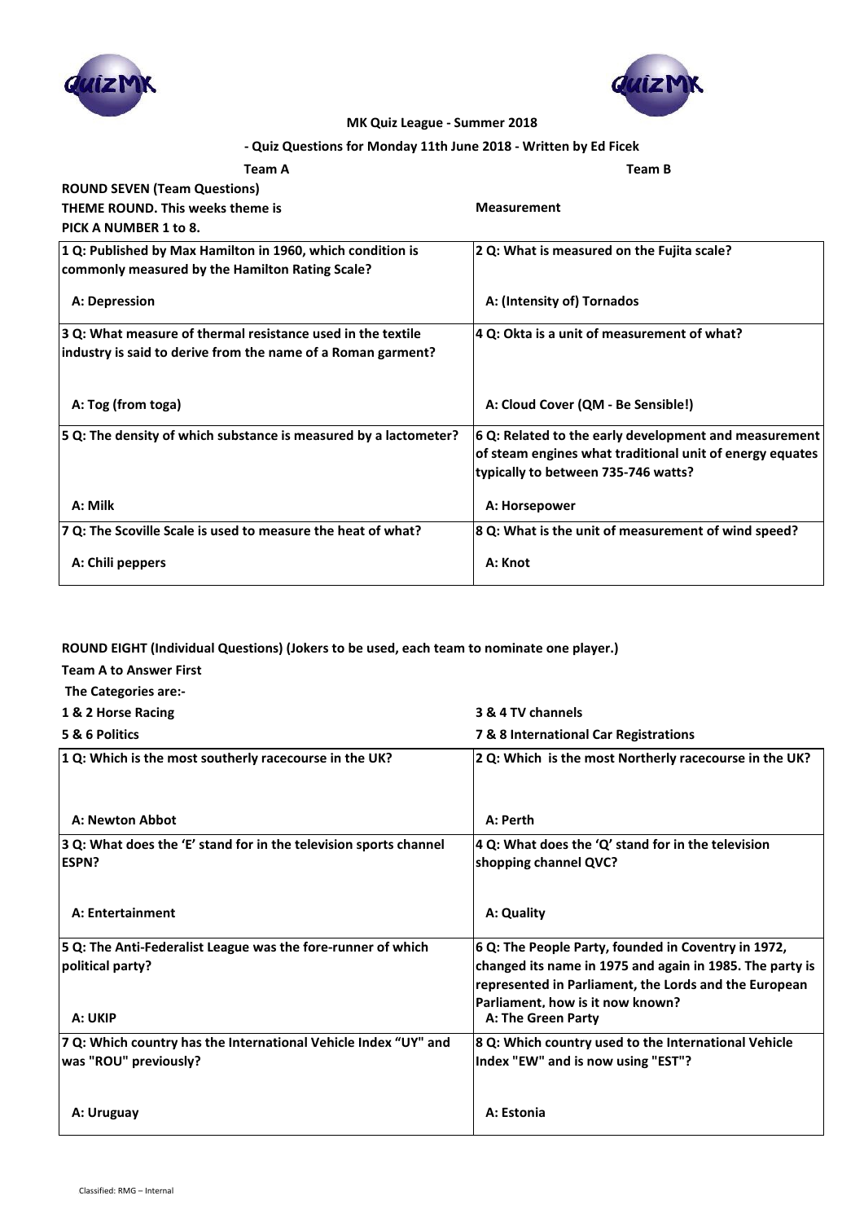MK Quiz League - Summer 2018

- Quiz Questions for Monday 11th June 2018 - Written by Ed Ficek

**Team A** | **Team B**

**ROUND SEVEN (Team Questions)**

**THEME ROUND. This weeks theme is** **Measurement**

**PICK A NUMBER 1 to 8.**

| Team A | Team B |
|---|---|
| **1 Q: Published by Max Hamilton in 1960, which condition is commonly measured by the Hamilton Rating Scale?**<br><br>**A: Depression** | **2 Q: What is measured on the Fujita scale?**<br><br>**A: (Intensity of) Tornados** |
| **3 Q: What measure of thermal resistance used in the textile industry is said to derive from the name of a Roman garment?**<br><br>**A: Tog (from toga)** | **4 Q: Okta is a unit of measurement of what?**<br><br>**A: Cloud Cover (QM - Be Sensible!)** |
| **5 Q: The density of which substance is measured by a lactometer?**<br><br>**A: Milk** | **6 Q: Related to the early development and measurement of steam engines what traditional unit of energy equates typically to between 735-746 watts?**<br><br>**A: Horsepower** |
| **7 Q: The Scoville Scale is used to measure the heat of what?**<br><br>**A: Chili peppers** | **8 Q: What is the unit of measurement of wind speed?**<br><br>**A: Knot** |

**ROUND EIGHT (Individual Questions) (Jokers to be used, each team to nominate one player.)**

**Team A to Answer First**

**The Categories are:-**

**1 & 2 Horse Racing** | **3 & 4 TV channels**

**5 & 6 Politics** | **7 & 8 International Car Registrations**

| Team A | Team B |
|---|---|
| **1 Q: Which is the most southerly racecourse in the UK?**<br><br>**A: Newton Abbot** | **2 Q: Which is the most Northerly racecourse in the UK?**<br><br>**A: Perth** |
| **3 Q: What does the 'E' stand for in the television sports channel ESPN?**<br><br>**A: Entertainment** | **4 Q: What does the 'Q' stand for in the television shopping channel QVC?**<br><br>**A: Quality** |
| **5 Q: The Anti-Federalist League was the fore-runner of which political party?**<br><br>**A: UKIP** | **6 Q: The People Party, founded in Coventry in 1972, changed its name in 1975 and again in 1985. The party is represented in Parliament, the Lords and the European Parliament, how is it now known?**<br><br>**A: The Green Party** |
| **7 Q: Which country has the International Vehicle Index "UY" and was "ROU" previously?**<br><br>**A: Uruguay** | **8 Q: Which country used to the International Vehicle Index "EW" and is now using "EST"?**<br><br>**A: Estonia** |

Classified: RMG – Internal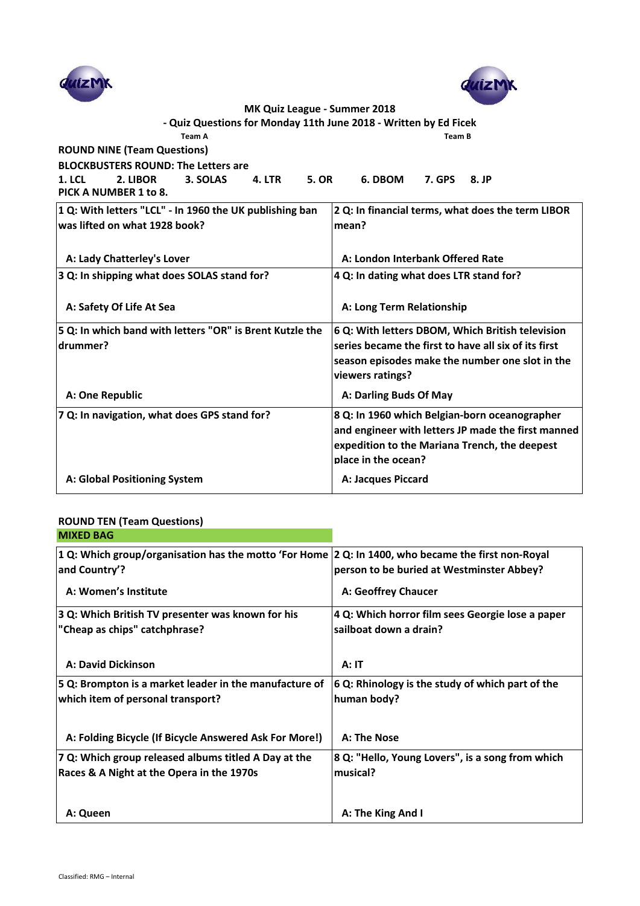MK Quiz League - Summer 2018

- Quiz Questions for Monday 11th June 2018 - Written by Ed Ficek

Team A | Team B

## ROUND NINE (Team Questions)

**BLOCKBUSTERS ROUND: The Letters are**

**1. LCL 2. LIBOR 3. SOLAS 4. LTR 5. OR 6. DBOM 7. GPS 8. JP**

**PICK A NUMBER 1 to 8.**

| Team A | Team B |
| --- | --- |
| 1 Q: With letters "LCL" - In 1960 the UK publishing ban was lifted on what 1928 book?<br><br>A: Lady Chatterley's Lover | 2 Q: In financial terms, what does the term LIBOR mean?<br><br>A: London Interbank Offered Rate |
| 3 Q: In shipping what does SOLAS stand for?<br><br>A: Safety Of Life At Sea | 4 Q: In dating what does LTR stand for?<br><br>A: Long Term Relationship |
| 5 Q: In which band with letters "OR" is Brent Kutzle the drummer?<br><br>A: One Republic | 6 Q: With letters DBOM, Which British television series became the first to have all six of its first season episodes make the number one slot in the viewers ratings?<br><br>A: Darling Buds Of May |
| 7 Q: In navigation, what does GPS stand for?<br><br>A: Global Positioning System | 8 Q: In 1960 which Belgian-born oceanographer and engineer with letters JP made the first manned expedition to the Mariana Trench, the deepest place in the ocean?<br><br>A: Jacques Piccard |

## ROUND TEN (Team Questions)

**MIXED BAG**

| Team A | Team B |
| --- | --- |
| 1 Q: Which group/organisation has the motto 'For Home and Country'?<br><br>A: Women's Institute | 2 Q: In 1400, who became the first non-Royal person to be buried at Westminster Abbey?<br><br>A: Geoffrey Chaucer |
| 3 Q: Which British TV presenter was known for his "Cheap as chips" catchphrase?<br><br>A: David Dickinson | 4 Q: Which horror film sees Georgie lose a paper sailboat down a drain?<br><br>A: IT |
| 5 Q: Brompton is a market leader in the manufacture of which item of personal transport?<br><br>A: Folding Bicycle (If Bicycle Answered Ask For More!) | 6 Q: Rhinology is the study of which part of the human body?<br><br>A: The Nose |
| 7 Q: Which group released albums titled A Day at the Races & A Night at the Opera in the 1970s<br><br>A: Queen | 8 Q: "Hello, Young Lovers", is a song from which musical?<br><br>A: The King And I |

Classified: RMG – Internal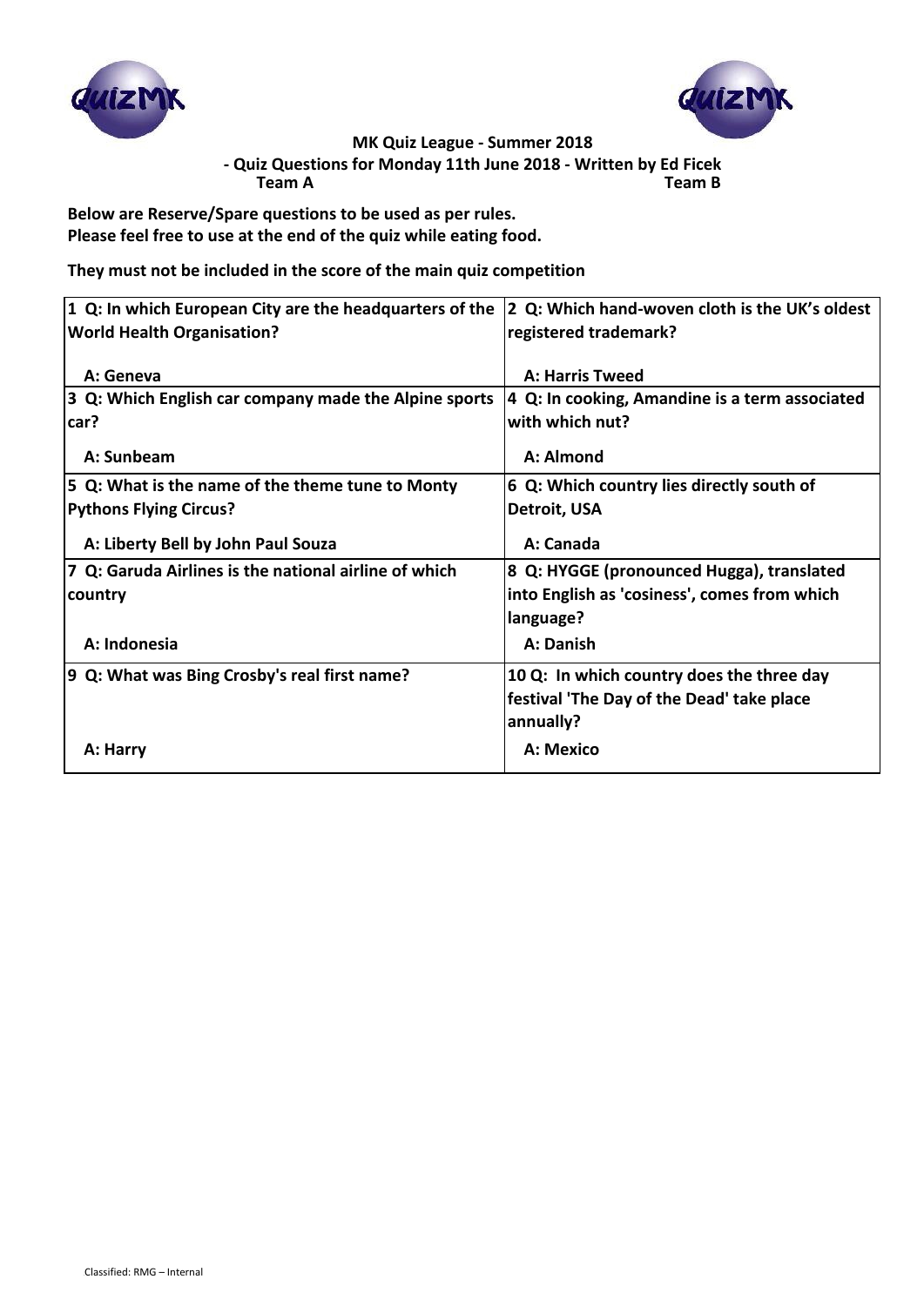**MK Quiz League - Summer 2018**

**- Quiz Questions for Monday 11th June 2018 - Written by Ed Ficek**

**Team A** **Team B**

**Below are Reserve/Spare questions to be used as per rules.**
**Please feel free to use at the end of the quiz while eating food.**

**They must not be included in the score of the main quiz competition**

| | |
|---|---|
| **1 Q: In which European City are the headquarters of the World Health Organisation?**<br><br>**A: Geneva** | **2 Q: Which hand-woven cloth is the UK's oldest registered trademark?**<br><br>**A: Harris Tweed** |
| **3 Q: Which English car company made the Alpine sports car?**<br><br>**A: Sunbeam** | **4 Q: In cooking, Amandine is a term associated with which nut?**<br><br>**A: Almond** |
| **5 Q: What is the name of the theme tune to Monty Pythons Flying Circus?**<br><br>**A: Liberty Bell by John Paul Souza** | **6 Q: Which country lies directly south of Detroit, USA**<br><br>**A: Canada** |
| **7 Q: Garuda Airlines is the national airline of which country**<br><br>**A: Indonesia** | **8 Q: HYGGE (pronounced Hugga), translated into English as 'cosiness', comes from which language?**<br><br>**A: Danish** |
| **9 Q: What was Bing Crosby's real first name?**<br><br>**A: Harry** | **10 Q: In which country does the three day festival 'The Day of the Dead' take place annually?**<br><br>**A: Mexico** |

Classified: RMG – Internal